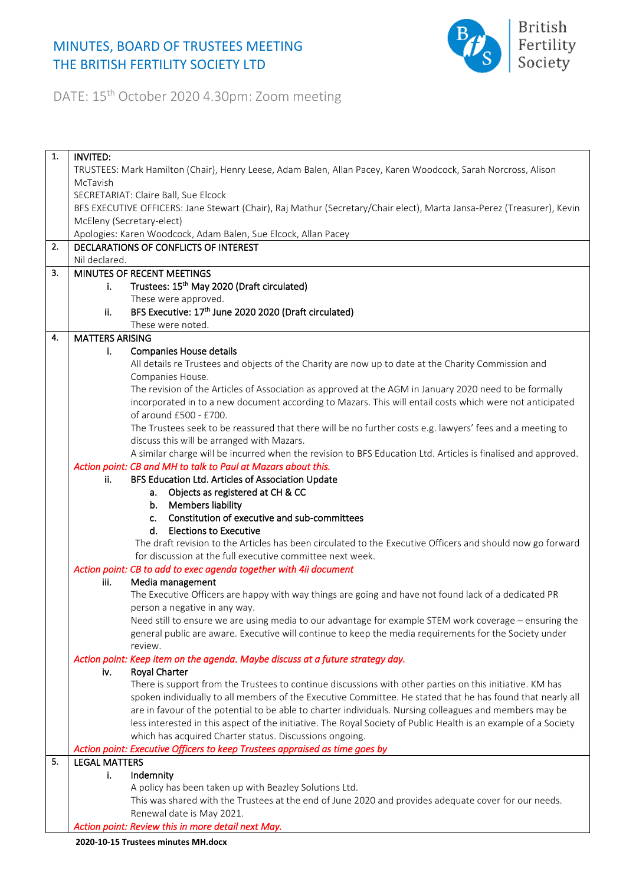# MINUTES, BOARD OF TRUSTEES MEETING
# THE BRITISH FERTILITY SOCIETY LTD

British Fertility Society

DATE: 15th October 2020 4.30pm: Zoom meeting

| | |
|---|---|
| 1. | **INVITED:**<br>TRUSTEES: Mark Hamilton (Chair), Henry Leese, Adam Balen, Allan Pacey, Karen Woodcock, Sarah Norcross, Alison McTavish<br>SECRETARIAT: Claire Ball, Sue Elcock<br>BFS EXECUTIVE OFFICERS: Jane Stewart (Chair), Raj Mathur (Secretary/Chair elect), Marta Jansa-Perez (Treasurer), Kevin McEleny (Secretary-elect)<br>Apologies: Karen Woodcock, Adam Balen, Sue Elcock, Allan Pacey |
| 2. | **DECLARATIONS OF CONFLICTS OF INTEREST**<br>Nil declared. |
| 3. | **MINUTES OF RECENT MEETINGS**<br>i. **Trustees: 15th May 2020 (Draft circulated)**<br>These were approved.<br>ii. **BFS Executive: 17th June 2020 2020 (Draft circulated)**<br>These were noted. |
| 4. | **MATTERS ARISING**<br>i. **Companies House details**<br>All details re Trustees and objects of the Charity are now up to date at the Charity Commission and Companies House.<br>The revision of the Articles of Association as approved at the AGM in January 2020 need to be formally incorporated in to a new document according to Mazars. This will entail costs which were not anticipated of around £500 - £700.<br>The Trustees seek to be reassured that there will be no further costs e.g. lawyers' fees and a meeting to discuss this will be arranged with Mazars.<br>A similar charge will be incurred when the revision to BFS Education Ltd. Articles is finalised and approved.<br>*Action point: CB and MH to talk to Paul at Mazars about this.*<br>ii. **BFS Education Ltd. Articles of Association Update**<br>a. **Objects as registered at CH & CC**<br>b. **Members liability**<br>c. **Constitution of executive and sub-committees**<br>d. **Elections to Executive**<br>The draft revision to the Articles has been circulated to the Executive Officers and should now go forward for discussion at the full executive committee next week.<br>*Action point: CB to add to exec agenda together with 4ii document*<br>iii. **Media management**<br>The Executive Officers are happy with way things are going and have not found lack of a dedicated PR person a negative in any way.<br>Need still to ensure we are using media to our advantage for example STEM work coverage – ensuring the general public are aware. Executive will continue to keep the media requirements for the Society under review.<br>*Action point: Keep item on the agenda. Maybe discuss at a future strategy day.*<br>iv. **Royal Charter**<br>There is support from the Trustees to continue discussions with other parties on this initiative. KM has spoken individually to all members of the Executive Committee. He stated that he has found that nearly all are in favour of the potential to be able to charter individuals. Nursing colleagues and members may be less interested in this aspect of the initiative. The Royal Society of Public Health is an example of a Society which has acquired Charter status. Discussions ongoing.<br>*Action point: Executive Officers to keep Trustees appraised as time goes by* |
| 5. | **LEGAL MATTERS**<br>i. **Indemnity**<br>A policy has been taken up with Beazley Solutions Ltd.<br>This was shared with the Trustees at the end of June 2020 and provides adequate cover for our needs. Renewal date is May 2021.<br>*Action point: Review this in more detail next May.* |

**2020-10-15 Trustees minutes MH.docx**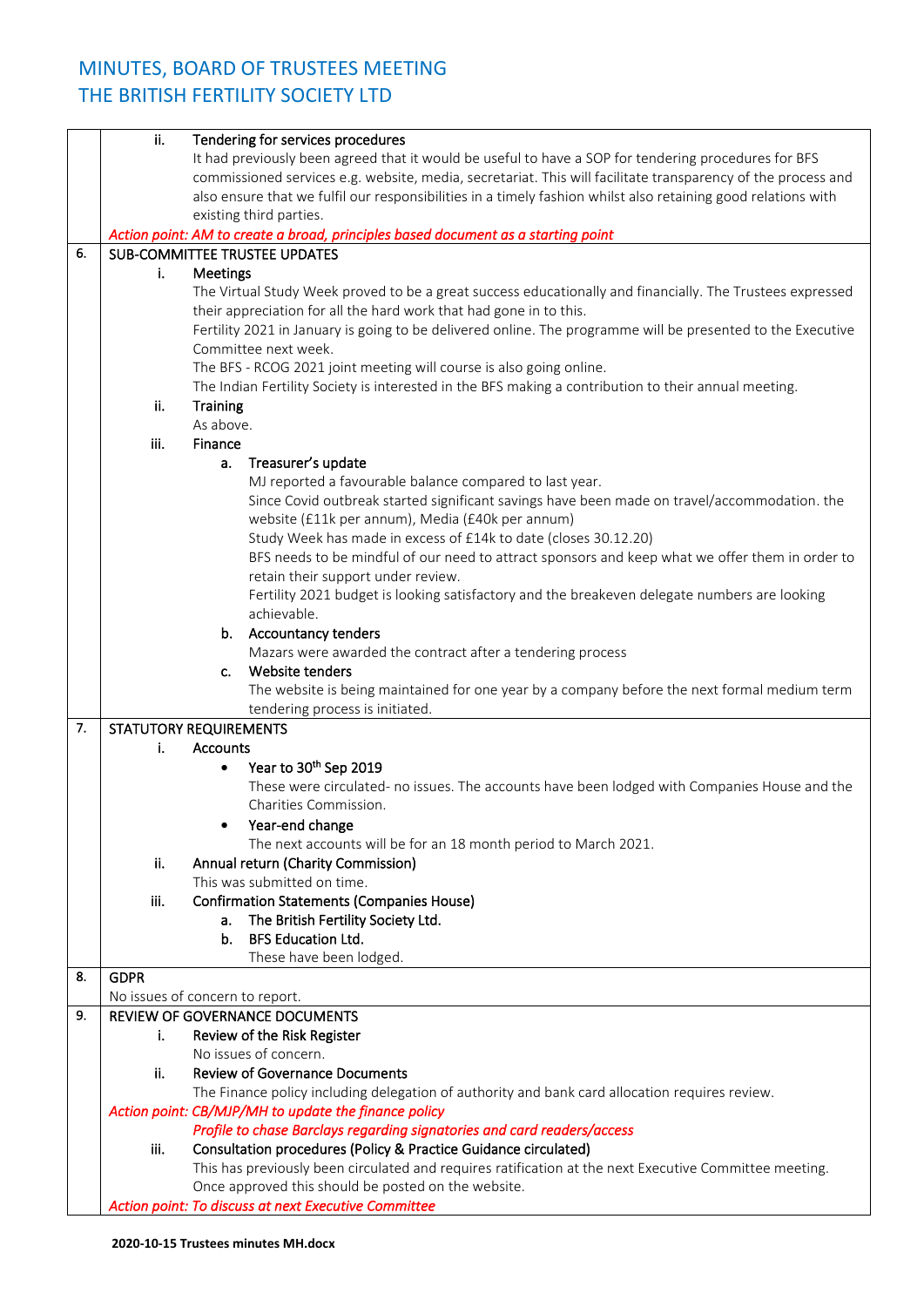# MINUTES, BOARD OF TRUSTEES MEETING
# THE BRITISH FERTILITY SOCIETY LTD

ii. **Tendering for services procedures**

It had previously been agreed that it would be useful to have a SOP for tendering procedures for BFS commissioned services e.g. website, media, secretariat. This will facilitate transparency of the process and also ensure that we fulfil our responsibilities in a timely fashion whilst also retaining good relations with existing third parties.

*Action point: AM to create a broad, principles based document as a starting point*

## 6. SUB-COMMITTEE TRUSTEE UPDATES

i. **Meetings**

The Virtual Study Week proved to be a great success educationally and financially. The Trustees expressed their appreciation for all the hard work that had gone in to this.

Fertility 2021 in January is going to be delivered online. The programme will be presented to the Executive Committee next week.

The BFS - RCOG 2021 joint meeting will course is also going online.

The Indian Fertility Society is interested in the BFS making a contribution to their annual meeting.

ii. **Training**

As above.

iii. **Finance**

a. **Treasurer's update**

MJ reported a favourable balance compared to last year.

Since Covid outbreak started significant savings have been made on travel/accommodation. the website (£11k per annum), Media (£40k per annum)

Study Week has made in excess of £14k to date (closes 30.12.20)

BFS needs to be mindful of our need to attract sponsors and keep what we offer them in order to retain their support under review.

Fertility 2021 budget is looking satisfactory and the breakeven delegate numbers are looking achievable.

b. **Accountancy tenders**

Mazars were awarded the contract after a tendering process

c. **Website tenders**

The website is being maintained for one year by a company before the next formal medium term tendering process is initiated.

## 7. STATUTORY REQUIREMENTS

i. **Accounts**

- **Year to 30th Sep 2019**

  These were circulated- no issues. The accounts have been lodged with Companies House and the Charities Commission.

- **Year-end change**

  The next accounts will be for an 18 month period to March 2021.

ii. **Annual return (Charity Commission)**

This was submitted on time.

iii. **Confirmation Statements (Companies House)**

a. **The British Fertility Society Ltd.**

b. **BFS Education Ltd.**

These have been lodged.

## 8. GDPR

No issues of concern to report.

## 9. REVIEW OF GOVERNANCE DOCUMENTS

i. **Review of the Risk Register**

No issues of concern.

ii. **Review of Governance Documents**

The Finance policy including delegation of authority and bank card allocation requires review.

*Action point: CB/MJP/MH to update the finance policy*

*Profile to chase Barclays regarding signatories and card readers/access*

iii. **Consultation procedures (Policy & Practice Guidance circulated)**

This has previously been circulated and requires ratification at the next Executive Committee meeting. Once approved this should be posted on the website.

*Action point: To discuss at next Executive Committee*

**2020-10-15 Trustees minutes MH.docx**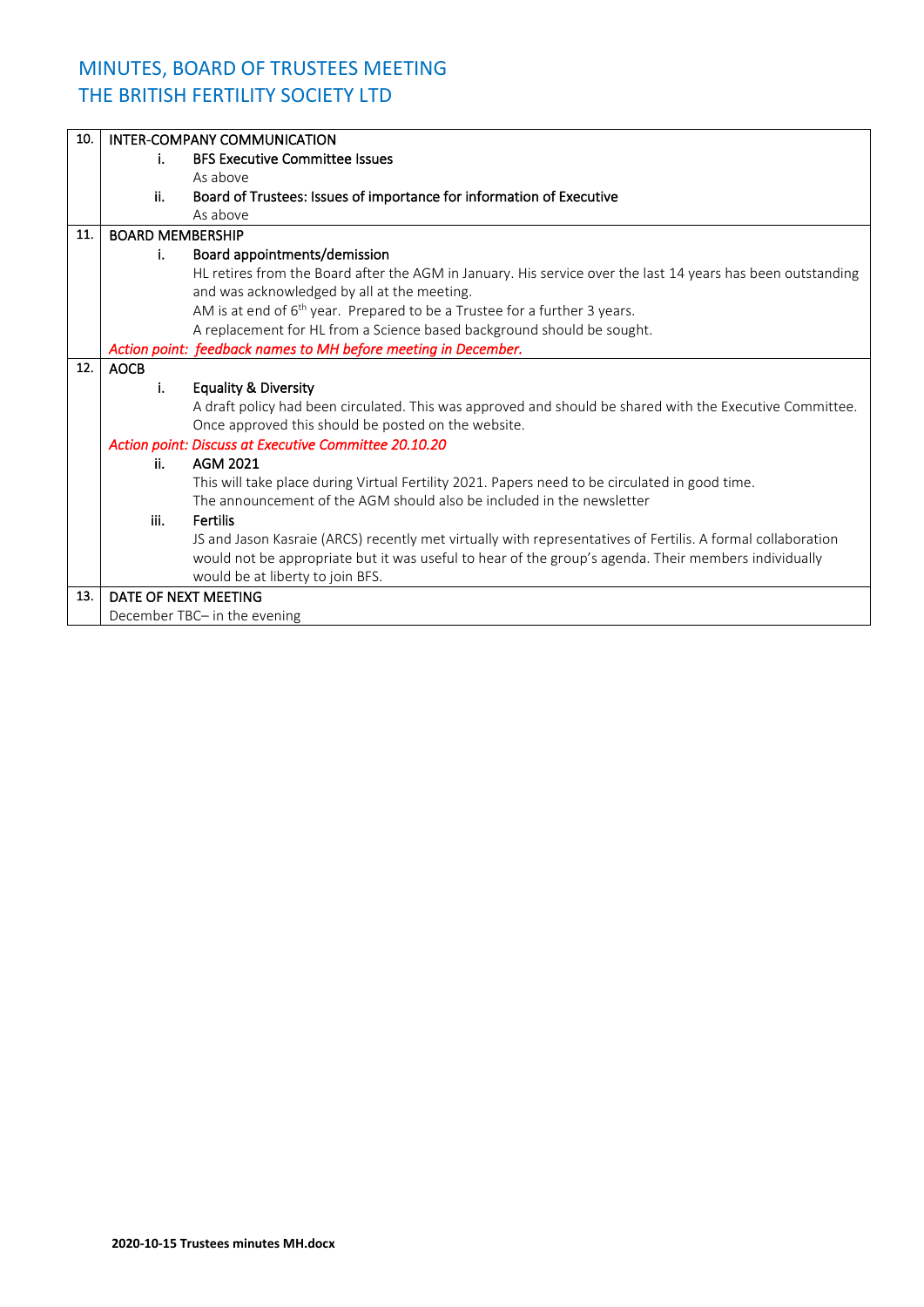# MINUTES, BOARD OF TRUSTEES MEETING
# THE BRITISH FERTILITY SOCIETY LTD

| | |
|---|---|
| 10. | INTER-COMPANY COMMUNICATION<br>i. **BFS Executive Committee Issues**<br>As above<br>ii. **Board of Trustees: Issues of importance for information of Executive**<br>As above |
| 11. | BOARD MEMBERSHIP<br>i. **Board appointments/demission**<br>HL retires from the Board after the AGM in January. His service over the last 14 years has been outstanding and was acknowledged by all at the meeting.<br>AM is at end of 6th year. Prepared to be a Trustee for a further 3 years.<br>A replacement for HL from a Science based background should be sought.<br>*Action point: feedback names to MH before meeting in December.* |
| 12. | AOCB<br>i. **Equality & Diversity**<br>A draft policy had been circulated. This was approved and should be shared with the Executive Committee. Once approved this should be posted on the website.<br>*Action point: Discuss at Executive Committee 20.10.20*<br>ii. **AGM 2021**<br>This will take place during Virtual Fertility 2021. Papers need to be circulated in good time.<br>The announcement of the AGM should also be included in the newsletter<br>iii. **Fertilis**<br>JS and Jason Kasraie (ARCS) recently met virtually with representatives of Fertilis. A formal collaboration would not be appropriate but it was useful to hear of the group's agenda. Their members individually would be at liberty to join BFS. |
| 13. | DATE OF NEXT MEETING<br>December TBC– in the evening |

**2020-10-15 Trustees minutes MH.docx**